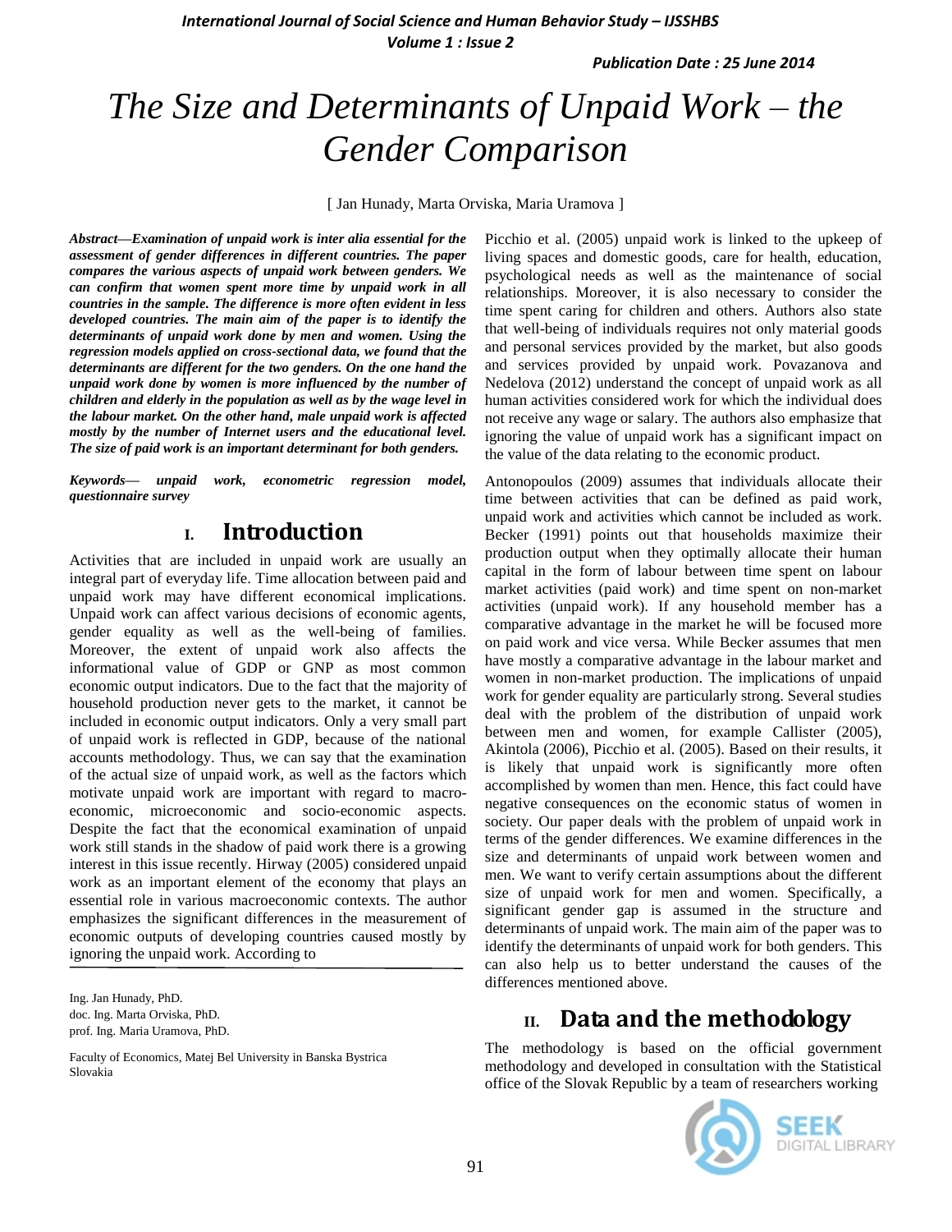# The Size and Determinants of Unpaid Work – the Gender Comparison

[ Jan Hunady, Marta Orviska, Maria Uramova ]

***Abstract*—Examination of unpaid work is inter alia essential for the assessment of gender differences in different countries. The paper compares the various aspects of unpaid work between genders. We can confirm that women spent more time by unpaid work in all countries in the sample. The difference is more often evident in less developed countries. The main aim of the paper is to identify the determinants of unpaid work done by men and women. Using the regression models applied on cross-sectional data, we found that the determinants are different for the two genders. On the one hand the unpaid work done by women is more influenced by the number of children and elderly in the population as well as by the wage level in the labour market. On the other hand, male unpaid work is affected mostly by the number of Internet users and the educational level. The size of paid work is an important determinant for both genders.**

***Keywords*— unpaid work, econometric regression model, questionnaire survey**

## I. Introduction

Activities that are included in unpaid work are usually an integral part of everyday life. Time allocation between paid and unpaid work may have different economical implications. Unpaid work can affect various decisions of economic agents, gender equality as well as the well-being of families. Moreover, the extent of unpaid work also affects the informational value of GDP or GNP as most common economic output indicators. Due to the fact that the majority of household production never gets to the market, it cannot be included in economic output indicators. Only a very small part of unpaid work is reflected in GDP, because of the national accounts methodology. Thus, we can say that the examination of the actual size of unpaid work, as well as the factors which motivate unpaid work are important with regard to macro-economic, microeconomic and socio-economic aspects. Despite the fact that the economical examination of unpaid work still stands in the shadow of paid work there is a growing interest in this issue recently. Hirway (2005) considered unpaid work as an important element of the economy that plays an essential role in various macroeconomic contexts. The author emphasizes the significant differences in the measurement of economic outputs of developing countries caused mostly by ignoring the unpaid work. According to Picchio et al. (2005) unpaid work is linked to the upkeep of living spaces and domestic goods, care for health, education, psychological needs as well as the maintenance of social relationships. Moreover, it is also necessary to consider the time spent caring for children and others. Authors also state that well-being of individuals requires not only material goods and personal services provided by the market, but also goods and services provided by unpaid work. Povazanova and Nedelova (2012) understand the concept of unpaid work as all human activities considered work for which the individual does not receive any wage or salary. The authors also emphasize that ignoring the value of unpaid work has a significant impact on the value of the data relating to the economic product.

Antonopoulos (2009) assumes that individuals allocate their time between activities that can be defined as paid work, unpaid work and activities which cannot be included as work. Becker (1991) points out that households maximize their production output when they optimally allocate their human capital in the form of labour between time spent on labour market activities (paid work) and time spent on non-market activities (unpaid work). If any household member has a comparative advantage in the market he will be focused more on paid work and vice versa. While Becker assumes that men have mostly a comparative advantage in the labour market and women in non-market production. The implications of unpaid work for gender equality are particularly strong. Several studies deal with the problem of the distribution of unpaid work between men and women, for example Callister (2005), Akintola (2006), Picchio et al. (2005). Based on their results, it is likely that unpaid work is significantly more often accomplished by women than men. Hence, this fact could have negative consequences on the economic status of women in society. Our paper deals with the problem of unpaid work in terms of the gender differences. We examine differences in the size and determinants of unpaid work between women and men. We want to verify certain assumptions about the different size of unpaid work for men and women. Specifically, a significant gender gap is assumed in the structure and determinants of unpaid work. The main aim of the paper was to identify the determinants of unpaid work for both genders. This can also help us to better understand the causes of the differences mentioned above.

## II. Data and the methodology

The methodology is based on the official government methodology and developed in consultation with the Statistical office of the Slovak Republic by a team of researchers working

---

Ing. Jan Hunady, PhD.
doc. Ing. Marta Orviska, PhD.
prof. Ing. Maria Uramova, PhD.

Faculty of Economics, Matej Bel University in Banska Bystrica
Slovakia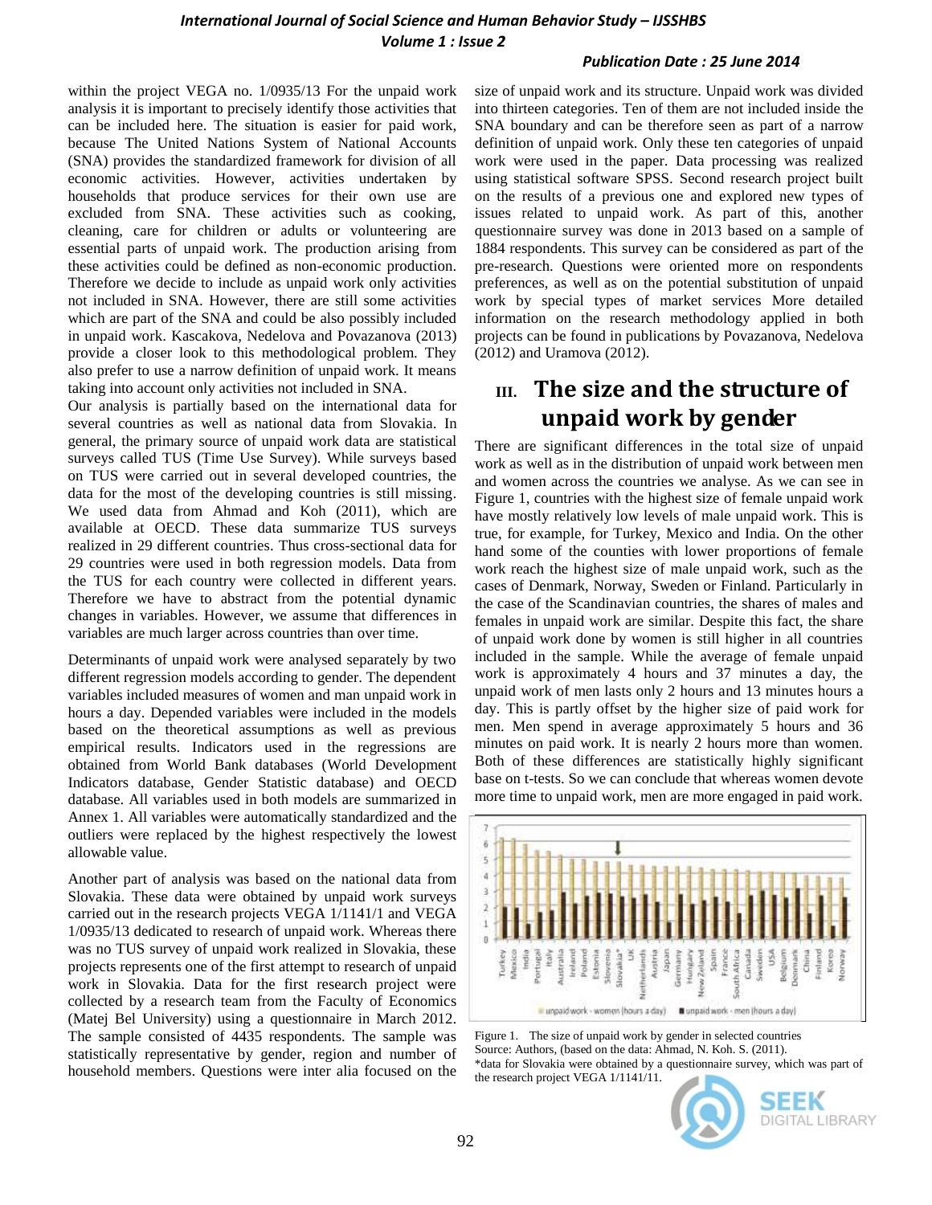within the project VEGA no. 1/0935/13 For the unpaid work analysis it is important to precisely identify those activities that can be included here. The situation is easier for paid work, because The United Nations System of National Accounts (SNA) provides the standardized framework for division of all economic activities. However, activities undertaken by households that produce services for their own use are excluded from SNA. These activities such as cooking, cleaning, care for children or adults or volunteering are essential parts of unpaid work. The production arising from these activities could be defined as non-economic production. Therefore we decide to include as unpaid work only activities not included in SNA. However, there are still some activities which are part of the SNA and could be also possibly included in unpaid work. Kascakova, Nedelova and Povazanova (2013) provide a closer look to this methodological problem. They also prefer to use a narrow definition of unpaid work. It means taking into account only activities not included in SNA.

Our analysis is partially based on the international data for several countries as well as national data from Slovakia. In general, the primary source of unpaid work data are statistical surveys called TUS (Time Use Survey). While surveys based on TUS were carried out in several developed countries, the data for the most of the developing countries is still missing. We used data from Ahmad and Koh (2011), which are available at OECD. These data summarize TUS surveys realized in 29 different countries. Thus cross-sectional data for 29 countries were used in both regression models. Data from the TUS for each country were collected in different years. Therefore we have to abstract from the potential dynamic changes in variables. However, we assume that differences in variables are much larger across countries than over time.

Determinants of unpaid work were analysed separately by two different regression models according to gender. The dependent variables included measures of women and man unpaid work in hours a day. Depended variables were included in the models based on the theoretical assumptions as well as previous empirical results. Indicators used in the regressions are obtained from World Bank databases (World Development Indicators database, Gender Statistic database) and OECD database. All variables used in both models are summarized in Annex 1. All variables were automatically standardized and the outliers were replaced by the highest respectively the lowest allowable value.

Another part of analysis was based on the national data from Slovakia. These data were obtained by unpaid work surveys carried out in the research projects VEGA 1/1141/1 and VEGA 1/0935/13 dedicated to research of unpaid work. Whereas there was no TUS survey of unpaid work realized in Slovakia, these projects represents one of the first attempt to research of unpaid work in Slovakia. Data for the first research project were collected by a research team from the Faculty of Economics (Matej Bel University) using a questionnaire in March 2012. The sample consisted of 4435 respondents. The sample was statistically representative by gender, region and number of household members. Questions were inter alia focused on the size of unpaid work and its structure. Unpaid work was divided into thirteen categories. Ten of them are not included inside the SNA boundary and can be therefore seen as part of a narrow definition of unpaid work. Only these ten categories of unpaid work were used in the paper. Data processing was realized using statistical software SPSS. Second research project built on the results of a previous one and explored new types of issues related to unpaid work. As part of this, another questionnaire survey was done in 2013 based on a sample of 1884 respondents. This survey can be considered as part of the pre-research. Questions were oriented more on respondents preferences, as well as on the potential substitution of unpaid work by special types of market services More detailed information on the research methodology applied in both projects can be found in publications by Povazanova, Nedelova (2012) and Uramova (2012).

## III. The size and the structure of unpaid work by gender

There are significant differences in the total size of unpaid work as well as in the distribution of unpaid work between men and women across the countries we analyse. As we can see in Figure 1, countries with the highest size of female unpaid work have mostly relatively low levels of male unpaid work. This is true, for example, for Turkey, Mexico and India. On the other hand some of the counties with lower proportions of female work reach the highest size of male unpaid work, such as the cases of Denmark, Norway, Sweden or Finland. Particularly in the case of the Scandinavian countries, the shares of males and females in unpaid work are similar. Despite this fact, the share of unpaid work done by women is still higher in all countries included in the sample. While the average of female unpaid work is approximately 4 hours and 37 minutes a day, the unpaid work of men lasts only 2 hours and 13 minutes hours a day. This is partly offset by the higher size of paid work for men. Men spend in average approximately 5 hours and 36 minutes on paid work. It is nearly 2 hours more than women. Both of these differences are statistically highly significant base on t-tests. So we can conclude that whereas women devote more time to unpaid work, men are more engaged in paid work.

Figure 1. The size of unpaid work by gender in selected countries
Source: Authors, (based on the data: Ahmad, N. Koh. S. (2011).
*data for Slovakia were obtained by a questionnaire survey, which was part of the research project VEGA 1/1141/11.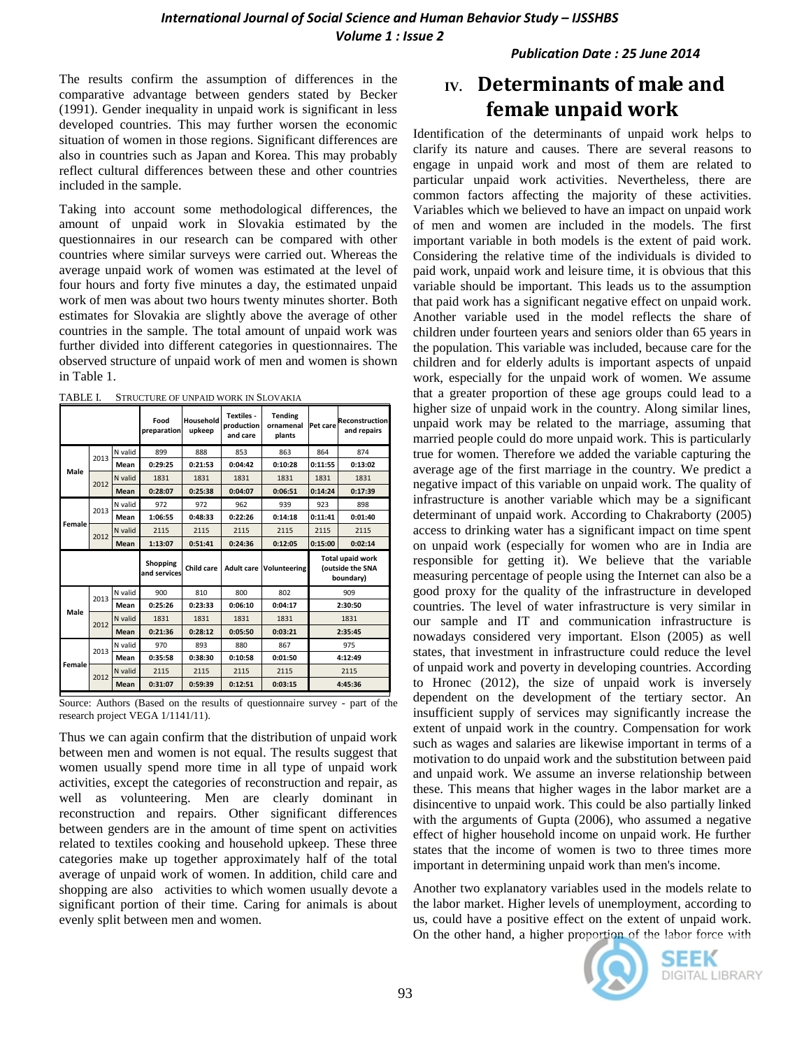The results confirm the assumption of differences in the comparative advantage between genders stated by Becker (1991). Gender inequality in unpaid work is significant in less developed countries. This may further worsen the economic situation of women in those regions. Significant differences are also in countries such as Japan and Korea. This may probably reflect cultural differences between these and other countries included in the sample.

Taking into account some methodological differences, the amount of unpaid work in Slovakia estimated by the questionnaires in our research can be compared with other countries where similar surveys were carried out. Whereas the average unpaid work of women was estimated at the level of four hours and forty five minutes a day, the estimated unpaid work of men was about two hours twenty minutes shorter. Both estimates for Slovakia are slightly above the average of other countries in the sample. The total amount of unpaid work was further divided into different categories in questionnaires. The observed structure of unpaid work of men and women is shown in Table 1.

TABLE I. STRUCTURE OF UNPAID WORK IN SLOVAKIA

| | | | Food preparation | Household upkeep | Textiles - production and care | Tending ornamenal plants | Pet care | Reconstruction and repairs |
|---|---|---|---|---|---|---|---|---|
| Male | 2013 | N valid | 899 | 888 | 853 | 863 | 864 | 874 |
| | | Mean | 0:29:25 | 0:21:53 | 0:04:42 | 0:10:28 | 0:11:55 | 0:13:02 |
| | 2012 | N valid | 1831 | 1831 | 1831 | 1831 | 1831 | 1831 |
| | | Mean | 0:28:07 | 0:25:38 | 0:04:07 | 0:06:51 | 0:14:24 | 0:17:39 |
| Female | 2013 | N valid | 972 | 972 | 962 | 939 | 923 | 898 |
| | | Mean | 1:06:55 | 0:48:33 | 0:22:26 | 0:14:18 | 0:11:41 | 0:01:40 |
| | 2012 | N valid | 2115 | 2115 | 2115 | 2115 | 2115 | 2115 |
| | | Mean | 1:13:07 | 0:51:41 | 0:24:36 | 0:12:05 | 0:15:00 | 0:02:14 |

| | | | Shopping and services | Child care | Adult care | Volunteering | Total unpaid work (outside the SNA boundary) |
|---|---|---|---|---|---|---|---|
| Male | 2013 | N valid | 900 | 810 | 800 | 802 | 909 |
| | | Mean | 0:25:26 | 0:23:33 | 0:06:10 | 0:04:17 | 2:30:50 |
| | 2012 | N valid | 1831 | 1831 | 1831 | 1831 | 1831 |
| | | Mean | 0:21:36 | 0:28:12 | 0:05:50 | 0:03:21 | 2:35:45 |
| Female | 2013 | N valid | 970 | 893 | 880 | 867 | 975 |
| | | Mean | 0:35:58 | 0:38:30 | 0:10:58 | 0:01:50 | 4:12:49 |
| | 2012 | N valid | 2115 | 2115 | 2115 | 2115 | 2115 |
| | | Mean | 0:31:07 | 0:59:39 | 0:12:51 | 0:03:15 | 4:45:36 |

Source: Authors (Based on the results of questionnaire survey - part of the research project VEGA 1/1141/11).

Thus we can again confirm that the distribution of unpaid work between men and women is not equal. The results suggest that women usually spend more time in all type of unpaid work activities, except the categories of reconstruction and repair, as well as volunteering. Men are clearly dominant in reconstruction and repairs. Other significant differences between genders are in the amount of time spent on activities related to textiles cooking and household upkeep. These three categories make up together approximately half of the total average of unpaid work of women. In addition, child care and shopping are also activities to which women usually devote a significant portion of their time. Caring for animals is about evenly split between men and women.

## IV. Determinants of male and female unpaid work

Identification of the determinants of unpaid work helps to clarify its nature and causes. There are several reasons to engage in unpaid work and most of them are related to particular unpaid work activities. Nevertheless, there are common factors affecting the majority of these activities. Variables which we believed to have an impact on unpaid work of men and women are included in the models. The first important variable in both models is the extent of paid work. Considering the relative time of the individuals is divided to paid work, unpaid work and leisure time, it is obvious that this variable should be important. This leads us to the assumption that paid work has a significant negative effect on unpaid work. Another variable used in the model reflects the share of children under fourteen years and seniors older than 65 years in the population. This variable was included, because care for the children and for elderly adults is important aspects of unpaid work, especially for the unpaid work of women. We assume that a greater proportion of these age groups could lead to a higher size of unpaid work in the country. Along similar lines, unpaid work may be related to the marriage, assuming that married people could do more unpaid work. This is particularly true for women. Therefore we added the variable capturing the average age of the first marriage in the country. We predict a negative impact of this variable on unpaid work. The quality of infrastructure is another variable which may be a significant determinant of unpaid work. According to Chakraborty (2005) access to drinking water has a significant impact on time spent on unpaid work (especially for women who are in India are responsible for getting it). We believe that the variable measuring percentage of people using the Internet can also be a good proxy for the quality of the infrastructure in developed countries. The level of water infrastructure is very similar in our sample and IT and communication infrastructure is nowadays considered very important. Elson (2005) as well states, that investment in infrastructure could reduce the level of unpaid work and poverty in developing countries. According to Hronec (2012), the size of unpaid work is inversely dependent on the development of the tertiary sector. An insufficient supply of services may significantly increase the extent of unpaid work in the country. Compensation for work such as wages and salaries are likewise important in terms of a motivation to do unpaid work and the substitution between paid and unpaid work. We assume an inverse relationship between these. This means that higher wages in the labor market are a disincentive to unpaid work. This could be also partially linked with the arguments of Gupta (2006), who assumed a negative effect of higher household income on unpaid work. He further states that the income of women is two to three times more important in determining unpaid work than men's income.

Another two explanatory variables used in the models relate to the labor market. Higher levels of unemployment, according to us, could have a positive effect on the extent of unpaid work. On the other hand, a higher proportion of the labor force with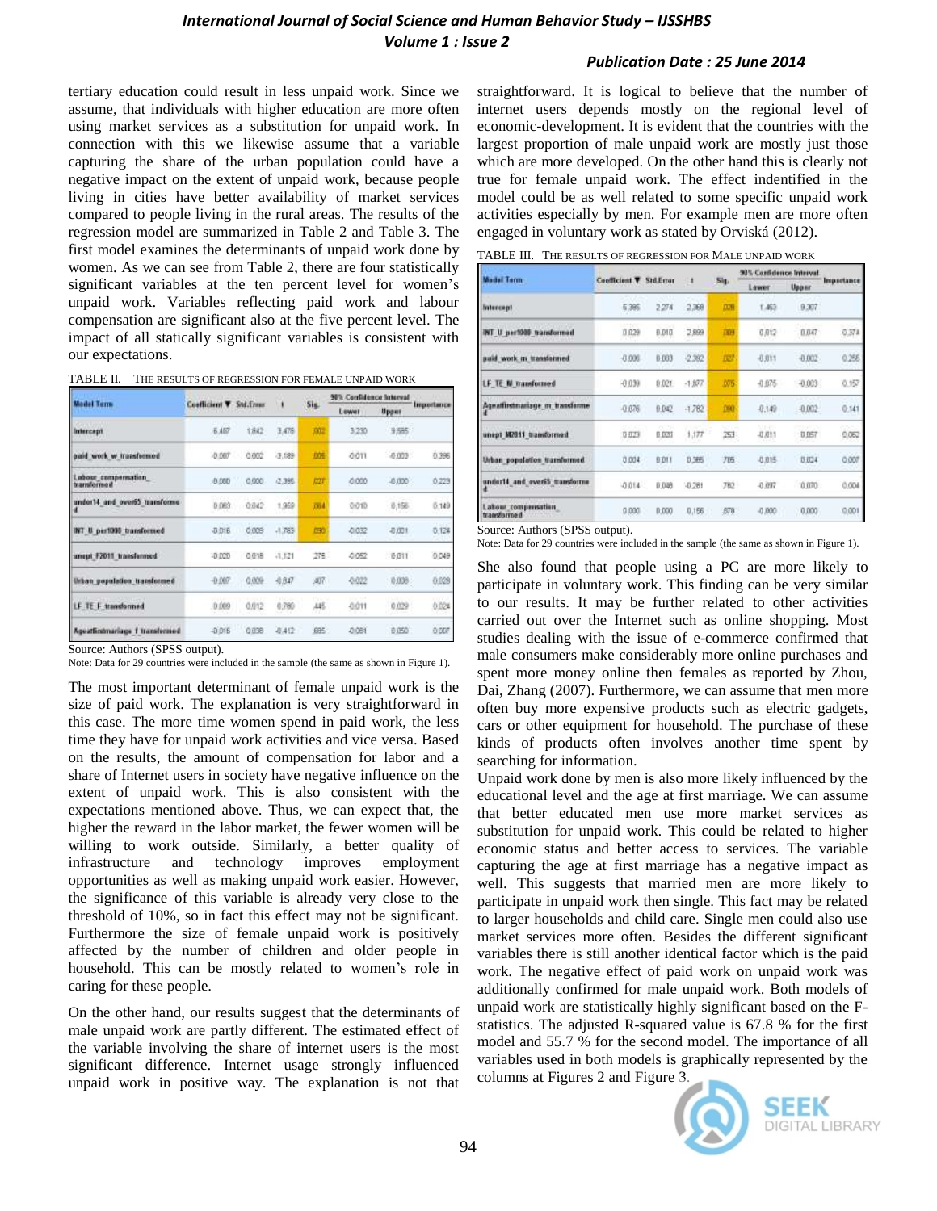tertiary education could result in less unpaid work. Since we assume, that individuals with higher education are more often using market services as a substitution for unpaid work. In connection with this we likewise assume that a variable capturing the share of the urban population could have a negative impact on the extent of unpaid work, because people living in cities have better availability of market services compared to people living in the rural areas. The results of the regression model are summarized in Table 2 and Table 3. The first model examines the determinants of unpaid work done by women. As we can see from Table 2, there are four statistically significant variables at the ten percent level for women's unpaid work. Variables reflecting paid work and labour compensation are significant also at the five percent level. The impact of all statically significant variables is consistent with our expectations.

TABLE II. THE RESULTS OF REGRESSION FOR FEMALE UNPAID WORK

| Model Term | Coefficient ▼ | Std.Error | t | Sig. | 95% Confidence Interval | | Importance |
|---|---|---|---|---|---|---|---|
| | | | | | Lower | Upper | |
| Intercept | 6.407 | 1.842 | 3.478 | .002 | 3.230 | 9.585 | |
| paid_work_w_transformed | -0.007 | 0.002 | -3.189 | .005 | -0.011 | -0.003 | 0.396 |
| Labour_compensation_transformed | -0.000 | 0.000 | -2.395 | .027 | -0.000 | -0.000 | 0.223 |
| under14_and_over65_transformed | 0.083 | 0.042 | 1.959 | .064 | 0.010 | 0.156 | 0.149 |
| INT_U_per1000_transformed | -0.016 | 0.009 | -1.783 | .090 | -0.032 | -0.001 | 0.124 |
| unept_F2011_transformed | -0.020 | 0.018 | -1.121 | .275 | -0.052 | 0.011 | 0.049 |
| Urban_population_transformed | -0.007 | 0.009 | -0.847 | .407 | -0.022 | 0.008 | 0.028 |
| LF_TE_F_transformed | 0.009 | 0.012 | 0.780 | .445 | -0.011 | 0.029 | 0.024 |
| Agealfirstmariage_f_transformed | -0.016 | 0.038 | -0.412 | .685 | -0.081 | 0.050 | 0.007 |

Source: Authors (SPSS output).

Note: Data for 29 countries were included in the sample (the same as shown in Figure 1).

The most important determinant of female unpaid work is the size of paid work. The explanation is very straightforward in this case. The more time women spend in paid work, the less time they have for unpaid work activities and vice versa. Based on the results, the amount of compensation for labor and a share of Internet users in society have negative influence on the extent of unpaid work. This is also consistent with the expectations mentioned above. Thus, we can expect that, the higher the reward in the labor market, the fewer women will be willing to work outside. Similarly, a better quality of infrastructure and technology improves employment opportunities as well as making unpaid work easier. However, the significance of this variable is already very close to the threshold of 10%, so in fact this effect may not be significant. Furthermore the size of female unpaid work is positively affected by the number of children and older people in household. This can be mostly related to women's role in caring for these people.

On the other hand, our results suggest that the determinants of male unpaid work are partly different. The estimated effect of the variable involving the share of internet users is the most significant difference. Internet usage strongly influenced unpaid work in positive way. The explanation is not that straightforward. It is logical to believe that the number of internet users depends mostly on the regional level of economic-development. It is evident that the countries with the largest proportion of male unpaid work are mostly just those which are more developed. On the other hand this is clearly not true for female unpaid work. The effect indentified in the model could be as well related to some specific unpaid work activities especially by men. For example men are more often engaged in voluntary work as stated by Orviská (2012).

TABLE III. THE RESULTS OF REGRESSION FOR MALE UNPAID WORK

| Model Term | Coefficient ▼ | Std.Error | t | Sig. | 95% Confidence Interval | | Importance |
|---|---|---|---|---|---|---|---|
| | | | | | Lower | Upper | |
| Intercept | 5.385 | 2.274 | 2.368 | .028 | 1.463 | 9.307 | |
| INT_U_per1000_transformed | 0.029 | 0.010 | 2.899 | .009 | 0.012 | 0.047 | 0.374 |
| paid_work_m_transformed | -0.006 | 0.003 | -2.392 | .027 | -0.011 | -0.002 | 0.256 |
| LF_TE_M_transformed | -0.039 | 0.021 | -1.877 | .075 | -0.075 | -0.003 | 0.157 |
| Agealfirstmariage_m_transformed | -0.076 | 0.042 | -1.782 | .090 | -0.149 | -0.002 | 0.141 |
| unept_M2011_transformed | 0.023 | 0.020 | 1.177 | .253 | -0.011 | 0.057 | 0.062 |
| Urban_population_transformed | 0.004 | 0.011 | 0.386 | .705 | -0.015 | 0.024 | 0.007 |
| under14_and_over65_transformed | -0.014 | 0.048 | -0.281 | .782 | -0.097 | 0.070 | 0.004 |
| Labour_compensation_transformed | 0.000 | 0.000 | 0.156 | .878 | -0.000 | 0.000 | 0.001 |

Source: Authors (SPSS output).

Note: Data for 29 countries were included in the sample (the same as shown in Figure 1).

She also found that people using a PC are more likely to participate in voluntary work. This finding can be very similar to our results. It may be further related to other activities carried out over the Internet such as online shopping. Most studies dealing with the issue of e-commerce confirmed that male consumers make considerably more online purchases and spent more money online then females as reported by Zhou, Dai, Zhang (2007). Furthermore, we can assume that men more often buy more expensive products such as electric gadgets, cars or other equipment for household. The purchase of these kinds of products often involves another time spent by searching for information.

Unpaid work done by men is also more likely influenced by the educational level and the age at first marriage. We can assume that better educated men use more market services as substitution for unpaid work. This could be related to higher economic status and better access to services. The variable capturing the age at first marriage has a negative impact as well. This suggests that married men are more likely to participate in unpaid work then single. This fact may be related to larger households and child care. Single men could also use market services more often. Besides the different significant variables there is still another identical factor which is the paid work. The negative effect of paid work on unpaid work was additionally confirmed for male unpaid work. Both models of unpaid work are statistically highly significant based on the F-statistics. The adjusted R-squared value is 67.8 % for the first model and 55.7 % for the second model. The importance of all variables used in both models is graphically represented by the columns at Figures 2 and Figure 3.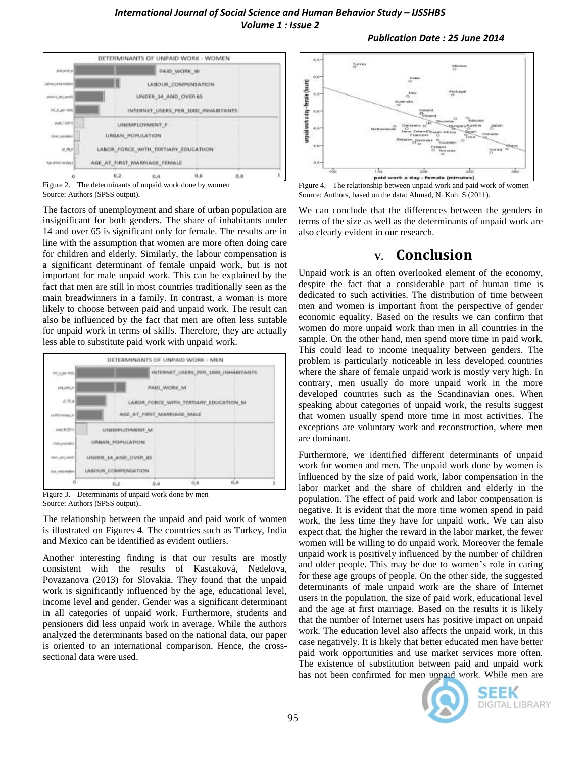Figure 2. The determinants of unpaid work done by women
Source: Authors (SPSS output).

The factors of unemployment and share of urban population are insignificant for both genders. The share of inhabitants under 14 and over 65 is significant only for female. The results are in line with the assumption that women are more often doing care for children and elderly. Similarly, the labour compensation is a significant determinant of female unpaid work, but is not important for male unpaid work. This can be explained by the fact that men are still in most countries traditionally seen as the main breadwinners in a family. In contrast, a woman is more likely to choose between paid and unpaid work. The result can also be influenced by the fact that men are often less suitable for unpaid work in terms of skills. Therefore, they are actually less able to substitute paid work with unpaid work.

Figure 3. Determinants of unpaid work done by men
Source: Authors (SPSS output)..

The relationship between the unpaid and paid work of women is illustrated on Figures 4. The countries such as Turkey, India and Mexico can be identified as evident outliers.

Another interesting finding is that our results are mostly consistent with the results of Kascaková, Nedelova, Povazanova (2013) for Slovakia. They found that the unpaid work is significantly influenced by the age, educational level, income level and gender. Gender was a significant determinant in all categories of unpaid work. Furthermore, students and pensioners did less unpaid work in average. While the authors analyzed the determinants based on the national data, our paper is oriented to an international comparison. Hence, the cross-sectional data were used.

Figure 4. The relationship between unpaid work and paid work of women
Source: Authors, based on the data: Ahmad, N. Koh. S (2011).

We can conclude that the differences between the genders in terms of the size as well as the determinants of unpaid work are also clearly evident in our research.

## V. Conclusion

Unpaid work is an often overlooked element of the economy, despite the fact that a considerable part of human time is dedicated to such activities. The distribution of time between men and women is important from the perspective of gender economic equality. Based on the results we can confirm that women do more unpaid work than men in all countries in the sample. On the other hand, men spend more time in paid work. This could lead to income inequality between genders. The problem is particularly noticeable in less developed countries where the share of female unpaid work is mostly very high. In contrary, men usually do more unpaid work in the more developed countries such as the Scandinavian ones. When speaking about categories of unpaid work, the results suggest that women usually spend more time in most activities. The exceptions are voluntary work and reconstruction, where men are dominant.

Furthermore, we identified different determinants of unpaid work for women and men. The unpaid work done by women is influenced by the size of paid work, labor compensation in the labor market and the share of children and elderly in the population. The effect of paid work and labor compensation is negative. It is evident that the more time women spend in paid work, the less time they have for unpaid work. We can also expect that, the higher the reward in the labor market, the fewer women will be willing to do unpaid work. Moreover the female unpaid work is positively influenced by the number of children and older people. This may be due to women's role in caring for these age groups of people. On the other side, the suggested determinants of male unpaid work are the share of Internet users in the population, the size of paid work, educational level and the age at first marriage. Based on the results it is likely that the number of Internet users has positive impact on unpaid work. The education level also affects the unpaid work, in this case negatively. It is likely that better educated men have better paid work opportunities and use market services more often. The existence of substitution between paid and unpaid work has not been confirmed for men unpaid work. While men are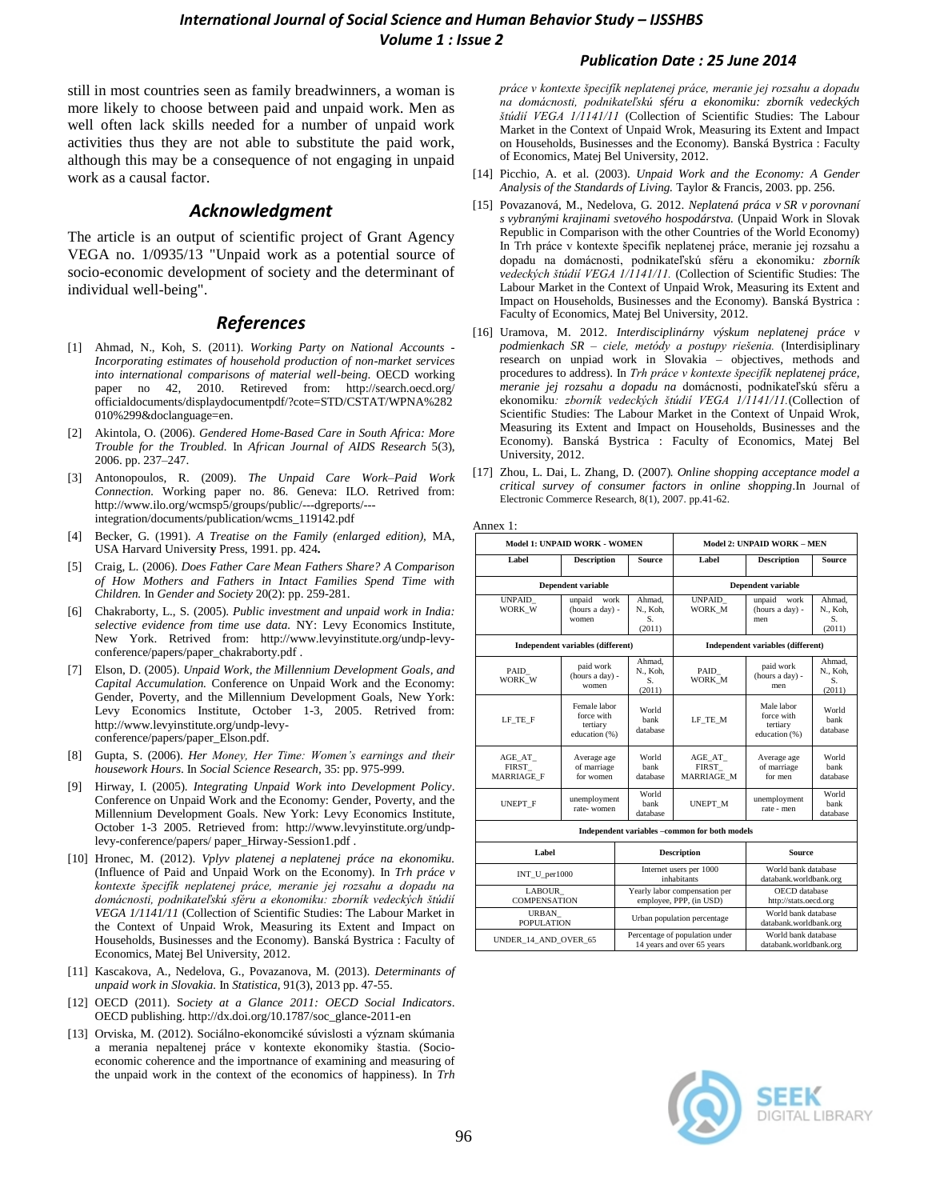still in most countries seen as family breadwinners, a woman is more likely to choose between paid and unpaid work. Men as well often lack skills needed for a number of unpaid work activities thus they are not able to substitute the paid work, although this may be a consequence of not engaging in unpaid work as a causal factor.

## Acknowledgment

The article is an output of scientific project of Grant Agency VEGA no. 1/0935/13 "Unpaid work as a potential source of socio-economic development of society and the determinant of individual well-being".

## References

[1] Ahmad, N., Koh, S. (2011). *Working Party on National Accounts - Incorporating estimates of household production of non-market services into international comparisons of material well-being.* OECD working paper no 42, 2010. Retrieved from: http://search.oecd.org/officialdocuments/displaydocumentpdf/?cote=STD/CSTAT/WPNA%282010%299&doclanguage=en.

[2] Akintola, O. (2006). *Gendered Home-Based Care in South Africa: More Trouble for the Troubled.* In *African Journal of AIDS Research* 5(3), 2006. pp. 237–247.

[3] Antonopoulos, R. (2009). *The Unpaid Care Work–Paid Work Connection.* Working paper no. 86. Geneva: ILO. Retrived from: http://www.ilo.org/wcmsp5/groups/public/---dgreports/---integration/documents/publication/wcms_119142.pdf

[4] Becker, G. (1991). *A Treatise on the Family (enlarged edition),* MA, USA Harvard University Press, 1991. pp. 424**.**

[5] Craig, L. (2006). *Does Father Care Mean Fathers Share? A Comparison of How Mothers and Fathers in Intact Families Spend Time with Children.* In *Gender and Society* 20(2): pp. 259-281.

[6] Chakraborty, L., S. (2005). *Public investment and unpaid work in India: selective evidence from time use data.* NY: Levy Economics Institute, New York. Retrived from: http://www.levyinstitute.org/undp-levy-conference/papers/paper_chakraborty.pdf .

[7] Elson, D. (2005). *Unpaid Work, the Millennium Development Goals, and Capital Accumulation.* Conference on Unpaid Work and the Economy: Gender, Poverty, and the Millennium Development Goals, New York: Levy Economics Institute, October 1-3, 2005. Retrived from: http://www.levyinstitute.org/undp-levy-conference/papers/paper_Elson.pdf.

[8] Gupta, S. (2006). *Her Money, Her Time: Women's earnings and their housework Hours.* In *Social Science Research*, 35: pp. 975-999.

[9] Hirway, I. (2005). *Integrating Unpaid Work into Development Policy*. Conference on Unpaid Work and the Economy: Gender, Poverty, and the Millennium Development Goals. New York: Levy Economics Institute, October 1-3 2005. Retrieved from: http://www.levyinstitute.org/undp-levy-conference/papers/ paper_Hirway-Session1.pdf .

[10] Hronec, M. (2012). *Vplyv platenej a neplatenej práce na ekonomiku.* (Influence of Paid and Unpaid Work on the Economy). In *Trh práce v kontexte špecifík neplatenej práce, meranie jej rozsahu a dopadu na domácnosti, podnikateľskú sféru a ekonomiku: zborník vedeckých štúdií VEGA 1/1141/11* (Collection of Scientific Studies: The Labour Market in the Context of Unpaid Wrok, Measuring its Extent and Impact on Households, Businesses and the Economy). Banská Bystrica : Faculty of Economics, Matej Bel University, 2012.

[11] Kascakova, A., Nedelova, G., Povazanova, M. (2013). *Determinants of unpaid work in Slovakia.* In *Statistica,* 91(3), 2013 pp. 47-55.

[12] OECD (2011). S*ociety at a Glance 2011: OECD Social Indicators*. OECD publishing. http://dx.doi.org/10.1787/soc_glance-2011-en

[13] Orviska, M. (2012). Sociálno-ekonomické súvislosti a význam skúmania a merania nepaltenej práce v kontexte ekonomiky štastia. (Socio-economic coherence and the importnance of examining and measuring of the unpaid work in the context of the economics of happiness). In *Trh práce v kontexte špecifík neplatenej práce, meranie jej rozsahu a dopadu na domácnosti, podnikateľskú sféru a ekonomiku: zborník vedeckých štúdií VEGA 1/1141/11* (Collection of Scientific Studies: The Labour Market in the Context of Unpaid Wrok, Measuring its Extent and Impact on Households, Businesses and the Economy). Banská Bystrica : Faculty of Economics, Matej Bel University, 2012.

[14] Picchio, A. et al. (2003). *Unpaid Work and the Economy: A Gender Analysis of the Standards of Living.* Taylor & Francis, 2003. pp. 256.

[15] Povazanová, M., Nedelova, G. 2012. *Neplatená práca v SR v porovnaní s vybranými krajinami svetového hospodárstva.* (Unpaid Work in Slovak Republic in Comparison with the other Countries of the World Economy) In Trh práce v kontexte špecifík neplatenej práce, meranie jej rozsahu a dopadu na domácnosti, podnikateľskú sféru a ekonomiku*: zborník vedeckých štúdií VEGA 1/1141/11.* (Collection of Scientific Studies: The Labour Market in the Context of Unpaid Wrok, Measuring its Extent and Impact on Households, Businesses and the Economy). Banská Bystrica : Faculty of Economics, Matej Bel University, 2012.

[16] Uramova, M. 2012. *Interdisciplinárny výskum neplatenej práce v podmienkach SR – ciele, metódy a postupy riešenia.* (Interdisiplinary research on unpiad work in Slovakia – objectives, methods and procedures to address). In *Trh práce v kontexte špecifík neplatenej práce, meranie jej rozsahu a dopadu na* domácnosti, podnikateľskú sféru a ekonomiku*: zborník vedeckých štúdií VEGA 1/1141/11.*(Collection of Scientific Studies: The Labour Market in the Context of Unpaid Wrok, Measuring its Extent and Impact on Households, Businesses and the Economy). Banská Bystrica : Faculty of Economics, Matej Bel University, 2012.

[17] Zhou, L. Dai, L. Zhang, D. (2007). *Online shopping acceptance model a critical survey of consumer factors in online shopping*.In Journal of Electronic Commerce Research, 8(1), 2007. pp.41-62.

Annex 1:

| Model 1: UNPAID WORK - WOMEN | | | Model 2: UNPAID WORK – MEN | | |
|---|---|---|---|---|---|
| **Label** | **Description** | **Source** | **Label** | **Description** | **Source** |
| **Dependent variable** | | | **Dependent variable** | | |
| UNPAID_ WORK_W | unpaid work (hours a day) - women | Ahmad, N., Koh, S. (2011) | UNPAID_ WORK_M | unpaid work (hours a day) - men | Ahmad, N., Koh, S. (2011) |
| **Independent variables (different)** | | | **Independent variables (different)** | | |
| PAID_ WORK_W | paid work (hours a day) - women | Ahmad, N., Koh, S. (2011) | PAID_ WORK_M | paid work (hours a day) - men | Ahmad, N., Koh, S. (2011) |
| LF_TE_F | Female labor force with tertiary education (%) | World bank database | LF_TE_M | Male labor force with tertiary education (%) | World bank database |
| AGE_AT_ FIRST_ MARRIAGE_F | Average age of marriage for women | World bank database | AGE_AT_ FIRST_ MARRIAGE_M | Average age of marriage for men | World bank database |
| UNEPT_F | unemployment rate- women | World bank database | UNEPT_M | unemployment rate - men | World bank database |

| Independent variables –common for both models | | |
|---|---|---|
| **Label** | **Description** | **Source** |
| INT_U_per1000 | Internet users per 1000 inhabitants | World bank database databank.worldbank.org |
| LABOUR_ COMPENSATION | Yearly labor compensation per employee, PPP, (in USD) | OECD database http://stats.oecd.org |
| URBAN_ POPULATION | Urban population percentage | World bank database databank.worldbank.org |
| UNDER_14_AND_OVER_65 | Percentage of population under 14 years and over 65 years | World bank database databank.worldbank.org |